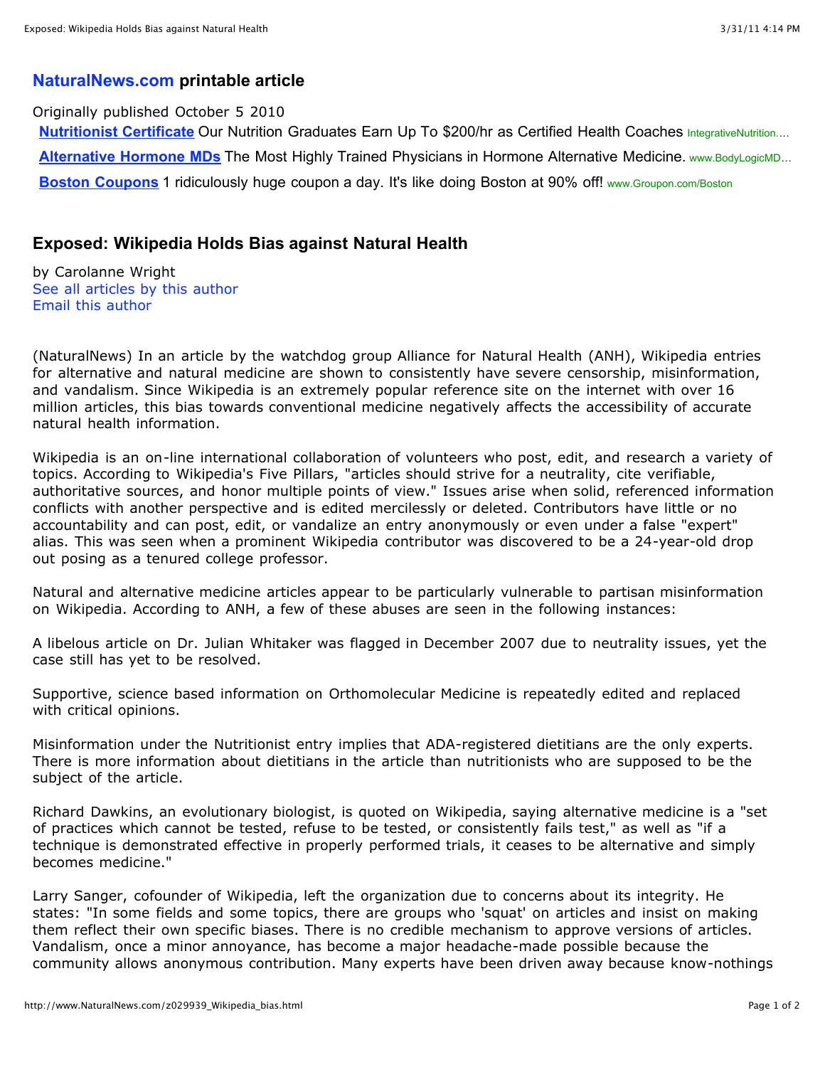## NaturalNews.com printable article

Originally published October 5 2010

**Nutritionist Certificate** Our Nutrition Graduates Earn Up To $200/hr as Certified Health Coaches IntegrativeNutrition....

**Alternative Hormone MDs** The Most Highly Trained Physicians in Hormone Alternative Medicine. www.BodyLogicMD...

**Boston Coupons** 1 ridiculously huge coupon a day. It's like doing Boston at 90% off! www.Groupon.com/Boston

### Exposed: Wikipedia Holds Bias against Natural Health

by Carolanne Wright
See all articles by this author
Email this author

(NaturalNews) In an article by the watchdog group Alliance for Natural Health (ANH), Wikipedia entries for alternative and natural medicine are shown to consistently have severe censorship, misinformation, and vandalism. Since Wikipedia is an extremely popular reference site on the internet with over 16 million articles, this bias towards conventional medicine negatively affects the accessibility of accurate natural health information.

Wikipedia is an on-line international collaboration of volunteers who post, edit, and research a variety of topics. According to Wikipedia's Five Pillars, "articles should strive for a neutrality, cite verifiable, authoritative sources, and honor multiple points of view." Issues arise when solid, referenced information conflicts with another perspective and is edited mercilessly or deleted. Contributors have little or no accountability and can post, edit, or vandalize an entry anonymously or even under a false "expert" alias. This was seen when a prominent Wikipedia contributor was discovered to be a 24-year-old drop out posing as a tenured college professor.

Natural and alternative medicine articles appear to be particularly vulnerable to partisan misinformation on Wikipedia. According to ANH, a few of these abuses are seen in the following instances:

A libelous article on Dr. Julian Whitaker was flagged in December 2007 due to neutrality issues, yet the case still has yet to be resolved.

Supportive, science based information on Orthomolecular Medicine is repeatedly edited and replaced with critical opinions.

Misinformation under the Nutritionist entry implies that ADA-registered dietitians are the only experts. There is more information about dietitians in the article than nutritionists who are supposed to be the subject of the article.

Richard Dawkins, an evolutionary biologist, is quoted on Wikipedia, saying alternative medicine is a "set of practices which cannot be tested, refuse to be tested, or consistently fails test," as well as "if a technique is demonstrated effective in properly performed trials, it ceases to be alternative and simply becomes medicine."

Larry Sanger, cofounder of Wikipedia, left the organization due to concerns about its integrity. He states: "In some fields and some topics, there are groups who 'squat' on articles and insist on making them reflect their own specific biases. There is no credible mechanism to approve versions of articles. Vandalism, once a minor annoyance, has become a major headache-made possible because the community allows anonymous contribution. Many experts have been driven away because know-nothings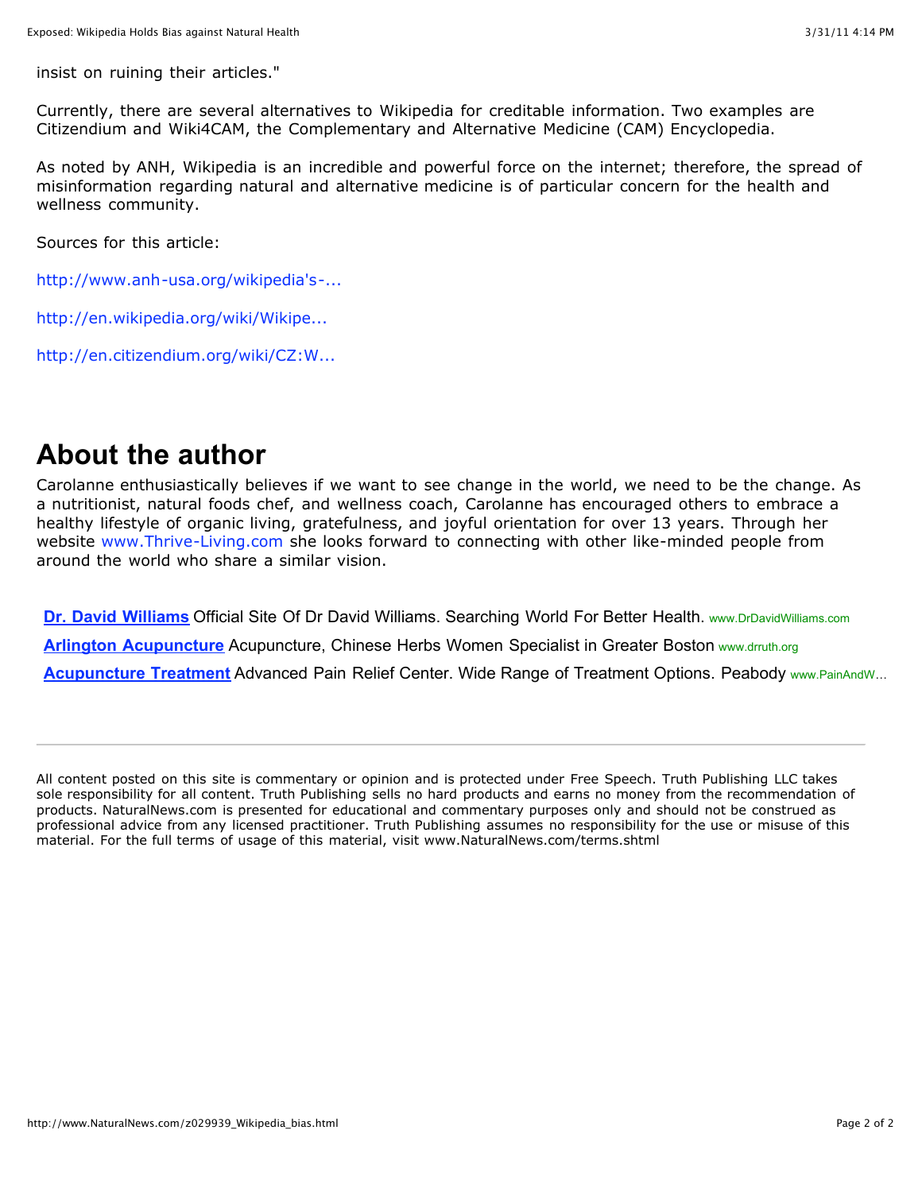insist on ruining their articles."

Currently, there are several alternatives to Wikipedia for creditable information. Two examples are Citizendium and Wiki4CAM, the Complementary and Alternative Medicine (CAM) Encyclopedia.

As noted by ANH, Wikipedia is an incredible and powerful force on the internet; therefore, the spread of misinformation regarding natural and alternative medicine is of particular concern for the health and wellness community.

Sources for this article:

http://www.anh-usa.org/wikipedia's-...

http://en.wikipedia.org/wiki/Wikipe...

http://en.citizendium.org/wiki/CZ:W...

## About the author

Carolanne enthusiastically believes if we want to see change in the world, we need to be the change. As a nutritionist, natural foods chef, and wellness coach, Carolanne has encouraged others to embrace a healthy lifestyle of organic living, gratefulness, and joyful orientation for over 13 years. Through her website www.Thrive-Living.com she looks forward to connecting with other like-minded people from around the world who share a similar vision.

**Dr. David Williams** Official Site Of Dr David Williams. Searching World For Better Health. www.DrDavidWilliams.com

**Arlington Acupuncture** Acupuncture, Chinese Herbs Women Specialist in Greater Boston www.drruth.org

**Acupuncture Treatment** Advanced Pain Relief Center. Wide Range of Treatment Options. Peabody www.PainAndW...

---

All content posted on this site is commentary or opinion and is protected under Free Speech. Truth Publishing LLC takes sole responsibility for all content. Truth Publishing sells no hard products and earns no money from the recommendation of products. NaturalNews.com is presented for educational and commentary purposes only and should not be construed as professional advice from any licensed practitioner. Truth Publishing assumes no responsibility for the use or misuse of this material. For the full terms of usage of this material, visit www.NaturalNews.com/terms.shtml